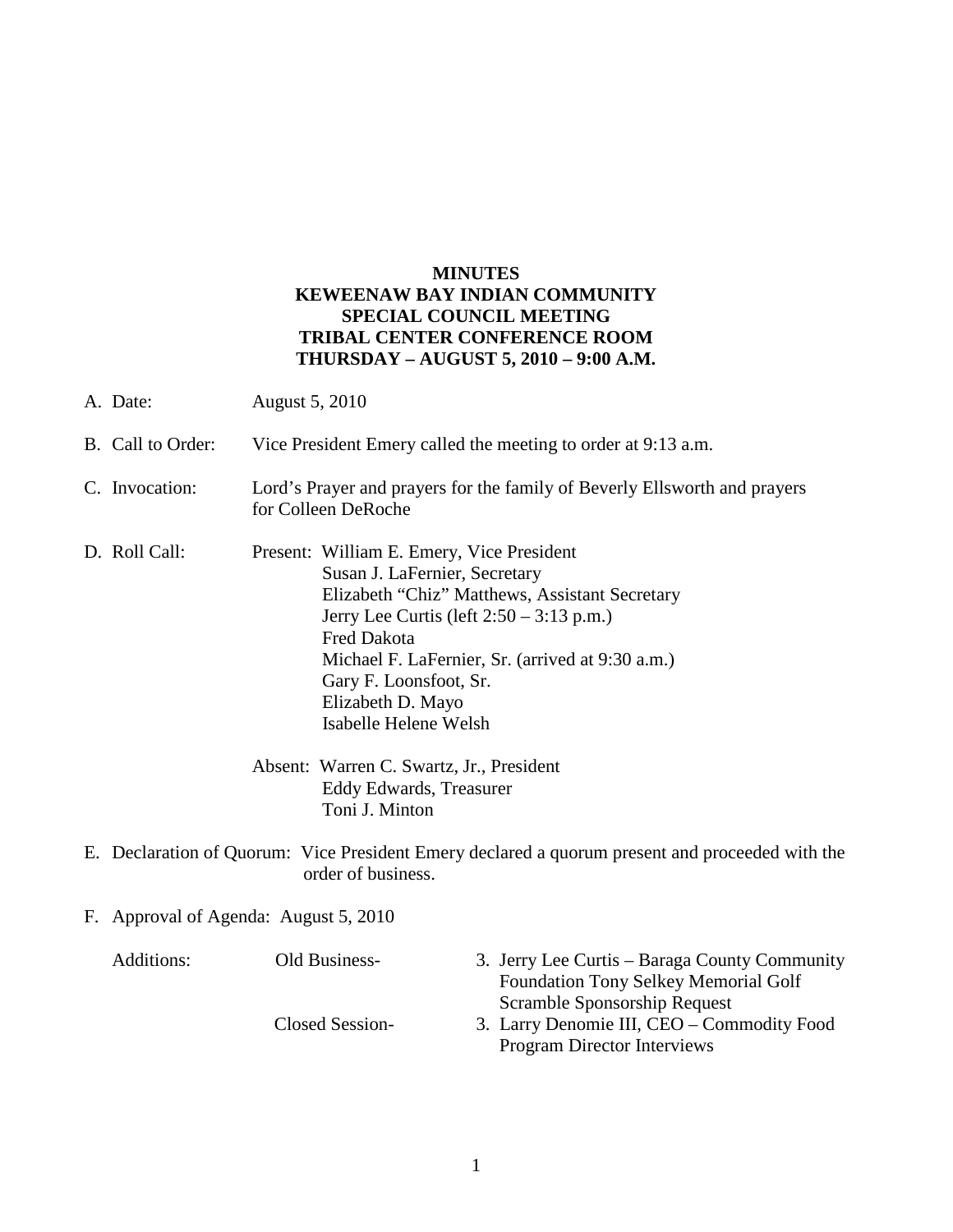**MINUTES**
**KEWEENAW BAY INDIAN COMMUNITY**
**SPECIAL COUNCIL MEETING**
**TRIBAL CENTER CONFERENCE ROOM**
**THURSDAY – AUGUST 5, 2010 – 9:00 A.M.**

A. Date: August 5, 2010

B. Call to Order: Vice President Emery called the meeting to order at 9:13 a.m.

C. Invocation: Lord's Prayer and prayers for the family of Beverly Ellsworth and prayers for Colleen DeRoche

D. Roll Call: Present: William E. Emery, Vice President
Susan J. LaFernier, Secretary
Elizabeth "Chiz" Matthews, Assistant Secretary
Jerry Lee Curtis (left 2:50 – 3:13 p.m.)
Fred Dakota
Michael F. LaFernier, Sr. (arrived at 9:30 a.m.)
Gary F. Loonsfoot, Sr.
Elizabeth D. Mayo
Isabelle Helene Welsh

Absent: Warren C. Swartz, Jr., President
Eddy Edwards, Treasurer
Toni J. Minton

E. Declaration of Quorum: Vice President Emery declared a quorum present and proceeded with the order of business.

F. Approval of Agenda: August 5, 2010

Additions:

Old Business- 3. Jerry Lee Curtis – Baraga County Community Foundation Tony Selkey Memorial Golf Scramble Sponsorship Request

Closed Session- 3. Larry Denomie III, CEO – Commodity Food Program Director Interviews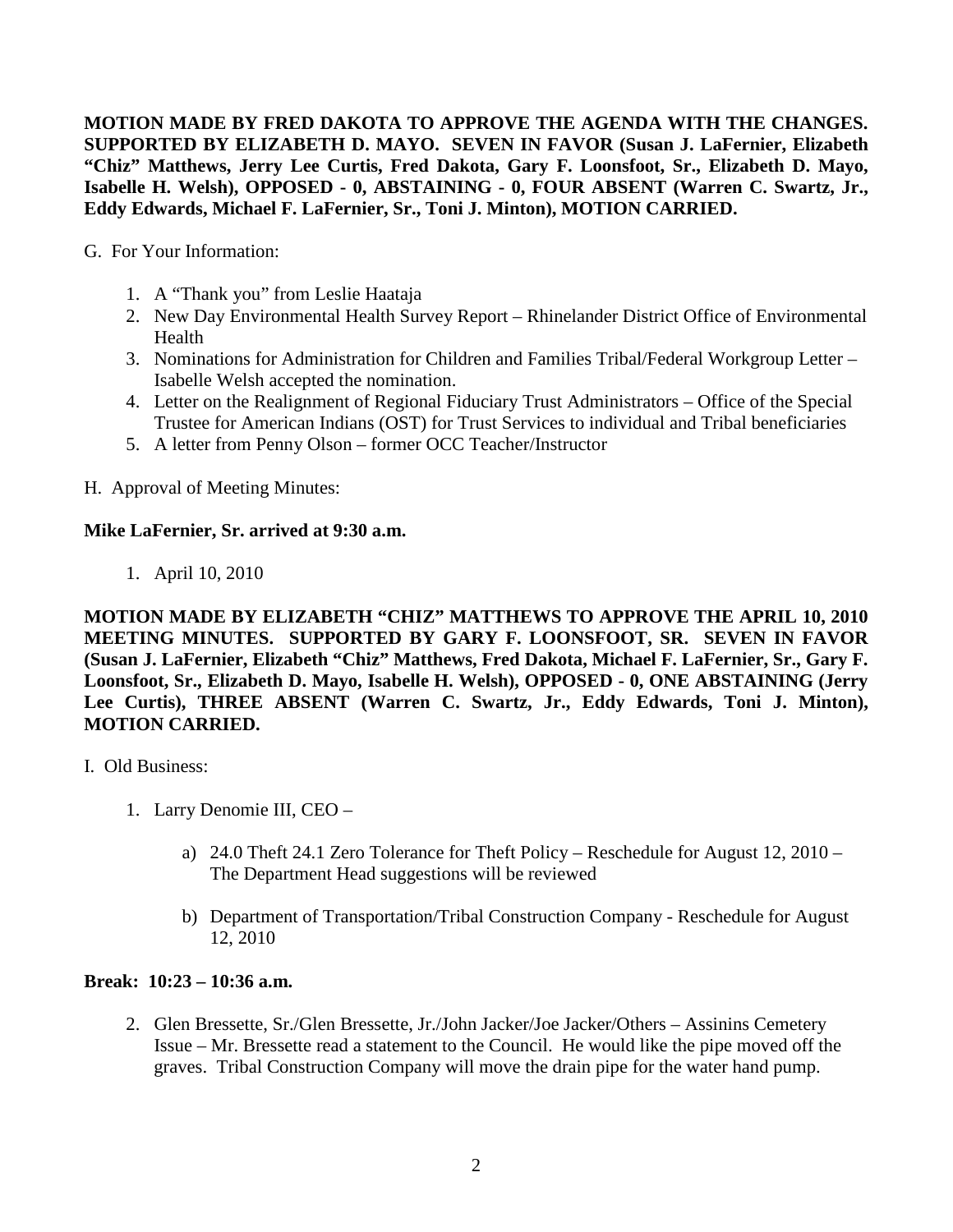**MOTION MADE BY FRED DAKOTA TO APPROVE THE AGENDA WITH THE CHANGES. SUPPORTED BY ELIZABETH D. MAYO. SEVEN IN FAVOR (Susan J. LaFernier, Elizabeth "Chiz" Matthews, Jerry Lee Curtis, Fred Dakota, Gary F. Loonsfoot, Sr., Elizabeth D. Mayo, Isabelle H. Welsh), OPPOSED - 0, ABSTAINING - 0, FOUR ABSENT (Warren C. Swartz, Jr., Eddy Edwards, Michael F. LaFernier, Sr., Toni J. Minton), MOTION CARRIED.**

G. For Your Information:

1. A "Thank you" from Leslie Haataja
2. New Day Environmental Health Survey Report – Rhinelander District Office of Environmental Health
3. Nominations for Administration for Children and Families Tribal/Federal Workgroup Letter – Isabelle Welsh accepted the nomination.
4. Letter on the Realignment of Regional Fiduciary Trust Administrators – Office of the Special Trustee for American Indians (OST) for Trust Services to individual and Tribal beneficiaries
5. A letter from Penny Olson – former OCC Teacher/Instructor

H. Approval of Meeting Minutes:

**Mike LaFernier, Sr. arrived at 9:30 a.m.**

1. April 10, 2010

**MOTION MADE BY ELIZABETH "CHIZ" MATTHEWS TO APPROVE THE APRIL 10, 2010 MEETING MINUTES. SUPPORTED BY GARY F. LOONSFOOT, SR. SEVEN IN FAVOR (Susan J. LaFernier, Elizabeth "Chiz" Matthews, Fred Dakota, Michael F. LaFernier, Sr., Gary F. Loonsfoot, Sr., Elizabeth D. Mayo, Isabelle H. Welsh), OPPOSED - 0, ONE ABSTAINING (Jerry Lee Curtis), THREE ABSENT (Warren C. Swartz, Jr., Eddy Edwards, Toni J. Minton), MOTION CARRIED.**

I. Old Business:

1. Larry Denomie III, CEO –

   a) 24.0 Theft 24.1 Zero Tolerance for Theft Policy – Reschedule for August 12, 2010 – The Department Head suggestions will be reviewed

   b) Department of Transportation/Tribal Construction Company - Reschedule for August 12, 2010

**Break: 10:23 – 10:36 a.m.**

2. Glen Bressette, Sr./Glen Bressette, Jr./John Jacker/Joe Jacker/Others – Assinins Cemetery Issue – Mr. Bressette read a statement to the Council. He would like the pipe moved off the graves. Tribal Construction Company will move the drain pipe for the water hand pump.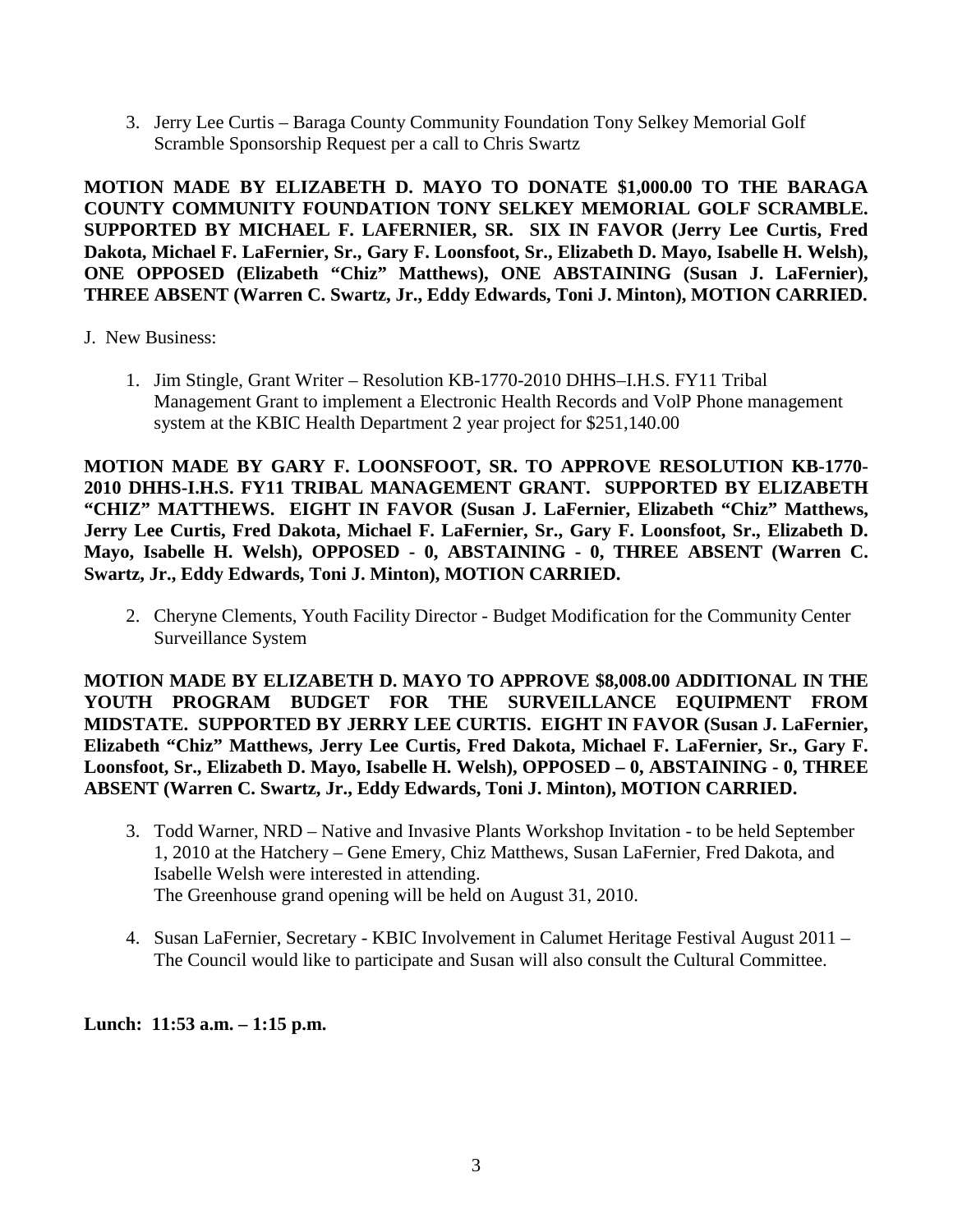3. Jerry Lee Curtis – Baraga County Community Foundation Tony Selkey Memorial Golf Scramble Sponsorship Request per a call to Chris Swartz

**MOTION MADE BY ELIZABETH D. MAYO TO DONATE $1,000.00 TO THE BARAGA COUNTY COMMUNITY FOUNDATION TONY SELKEY MEMORIAL GOLF SCRAMBLE. SUPPORTED BY MICHAEL F. LAFERNIER, SR. SIX IN FAVOR (Jerry Lee Curtis, Fred Dakota, Michael F. LaFernier, Sr., Gary F. Loonsfoot, Sr., Elizabeth D. Mayo, Isabelle H. Welsh), ONE OPPOSED (Elizabeth "Chiz" Matthews), ONE ABSTAINING (Susan J. LaFernier), THREE ABSENT (Warren C. Swartz, Jr., Eddy Edwards, Toni J. Minton), MOTION CARRIED.**

J. New Business:

1. Jim Stingle, Grant Writer – Resolution KB-1770-2010 DHHS–I.H.S. FY11 Tribal Management Grant to implement a Electronic Health Records and VolP Phone management system at the KBIC Health Department 2 year project for $251,140.00

**MOTION MADE BY GARY F. LOONSFOOT, SR. TO APPROVE RESOLUTION KB-1770-2010 DHHS-I.H.S. FY11 TRIBAL MANAGEMENT GRANT. SUPPORTED BY ELIZABETH "CHIZ" MATTHEWS. EIGHT IN FAVOR (Susan J. LaFernier, Elizabeth "Chiz" Matthews, Jerry Lee Curtis, Fred Dakota, Michael F. LaFernier, Sr., Gary F. Loonsfoot, Sr., Elizabeth D. Mayo, Isabelle H. Welsh), OPPOSED - 0, ABSTAINING - 0, THREE ABSENT (Warren C. Swartz, Jr., Eddy Edwards, Toni J. Minton), MOTION CARRIED.**

2. Cheryne Clements, Youth Facility Director - Budget Modification for the Community Center Surveillance System

**MOTION MADE BY ELIZABETH D. MAYO TO APPROVE $8,008.00 ADDITIONAL IN THE YOUTH PROGRAM BUDGET FOR THE SURVEILLANCE EQUIPMENT FROM MIDSTATE. SUPPORTED BY JERRY LEE CURTIS. EIGHT IN FAVOR (Susan J. LaFernier, Elizabeth "Chiz" Matthews, Jerry Lee Curtis, Fred Dakota, Michael F. LaFernier, Sr., Gary F. Loonsfoot, Sr., Elizabeth D. Mayo, Isabelle H. Welsh), OPPOSED – 0, ABSTAINING - 0, THREE ABSENT (Warren C. Swartz, Jr., Eddy Edwards, Toni J. Minton), MOTION CARRIED.**

3. Todd Warner, NRD – Native and Invasive Plants Workshop Invitation - to be held September 1, 2010 at the Hatchery – Gene Emery, Chiz Matthews, Susan LaFernier, Fred Dakota, and Isabelle Welsh were interested in attending.
   The Greenhouse grand opening will be held on August 31, 2010.

4. Susan LaFernier, Secretary - KBIC Involvement in Calumet Heritage Festival August 2011 – The Council would like to participate and Susan will also consult the Cultural Committee.

**Lunch: 11:53 a.m. – 1:15 p.m.**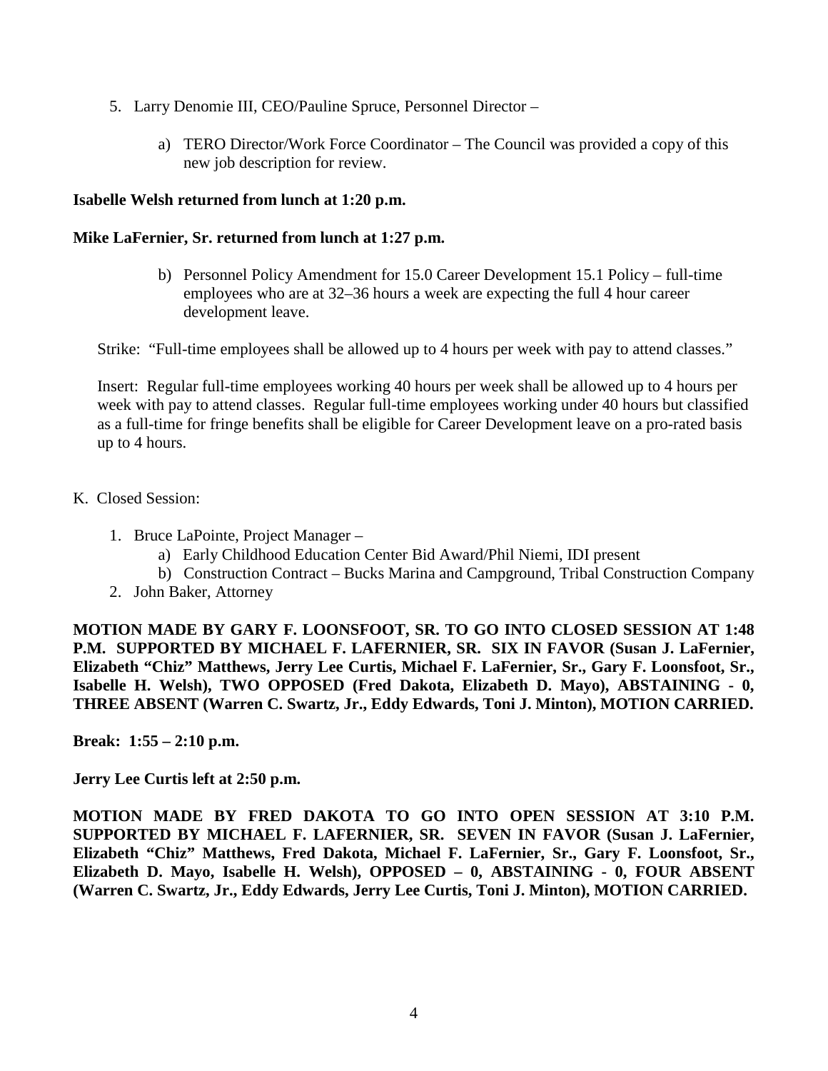5. Larry Denomie III, CEO/Pauline Spruce, Personnel Director –

    a) TERO Director/Work Force Coordinator – The Council was provided a copy of this new job description for review.

**Isabelle Welsh returned from lunch at 1:20 p.m.**

**Mike LaFernier, Sr. returned from lunch at 1:27 p.m.**

    b) Personnel Policy Amendment for 15.0 Career Development 15.1 Policy – full-time employees who are at 32–36 hours a week are expecting the full 4 hour career development leave.

Strike: "Full-time employees shall be allowed up to 4 hours per week with pay to attend classes."

Insert: Regular full-time employees working 40 hours per week shall be allowed up to 4 hours per week with pay to attend classes. Regular full-time employees working under 40 hours but classified as a full-time for fringe benefits shall be eligible for Career Development leave on a pro-rated basis up to 4 hours.

K. Closed Session:

1. Bruce LaPointe, Project Manager –
    a) Early Childhood Education Center Bid Award/Phil Niemi, IDI present
    b) Construction Contract – Bucks Marina and Campground, Tribal Construction Company
2. John Baker, Attorney

**MOTION MADE BY GARY F. LOONSFOOT, SR. TO GO INTO CLOSED SESSION AT 1:48 P.M. SUPPORTED BY MICHAEL F. LAFERNIER, SR. SIX IN FAVOR (Susan J. LaFernier, Elizabeth "Chiz" Matthews, Jerry Lee Curtis, Michael F. LaFernier, Sr., Gary F. Loonsfoot, Sr., Isabelle H. Welsh), TWO OPPOSED (Fred Dakota, Elizabeth D. Mayo), ABSTAINING - 0, THREE ABSENT (Warren C. Swartz, Jr., Eddy Edwards, Toni J. Minton), MOTION CARRIED.**

**Break: 1:55 – 2:10 p.m.**

**Jerry Lee Curtis left at 2:50 p.m.**

**MOTION MADE BY FRED DAKOTA TO GO INTO OPEN SESSION AT 3:10 P.M. SUPPORTED BY MICHAEL F. LAFERNIER, SR. SEVEN IN FAVOR (Susan J. LaFernier, Elizabeth "Chiz" Matthews, Fred Dakota, Michael F. LaFernier, Sr., Gary F. Loonsfoot, Sr., Elizabeth D. Mayo, Isabelle H. Welsh), OPPOSED – 0, ABSTAINING - 0, FOUR ABSENT (Warren C. Swartz, Jr., Eddy Edwards, Jerry Lee Curtis, Toni J. Minton), MOTION CARRIED.**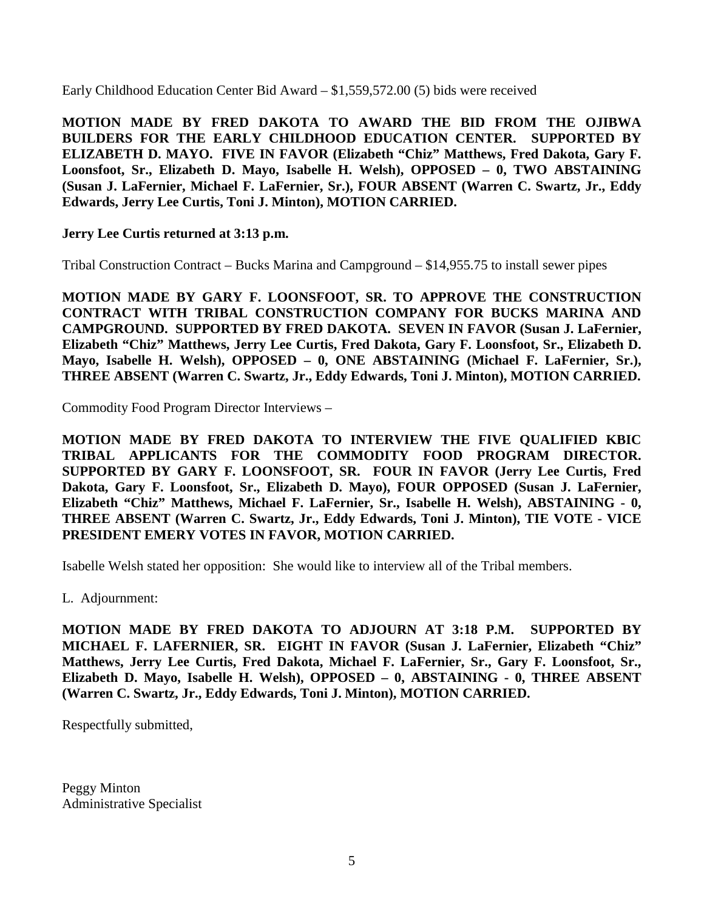Early Childhood Education Center Bid Award – $1,559,572.00 (5) bids were received

**MOTION MADE BY FRED DAKOTA TO AWARD THE BID FROM THE OJIBWA BUILDERS FOR THE EARLY CHILDHOOD EDUCATION CENTER. SUPPORTED BY ELIZABETH D. MAYO. FIVE IN FAVOR (Elizabeth "Chiz" Matthews, Fred Dakota, Gary F. Loonsfoot, Sr., Elizabeth D. Mayo, Isabelle H. Welsh), OPPOSED – 0, TWO ABSTAINING (Susan J. LaFernier, Michael F. LaFernier, Sr.), FOUR ABSENT (Warren C. Swartz, Jr., Eddy Edwards, Jerry Lee Curtis, Toni J. Minton), MOTION CARRIED.**

**Jerry Lee Curtis returned at 3:13 p.m.**

Tribal Construction Contract – Bucks Marina and Campground – $14,955.75 to install sewer pipes

**MOTION MADE BY GARY F. LOONSFOOT, SR. TO APPROVE THE CONSTRUCTION CONTRACT WITH TRIBAL CONSTRUCTION COMPANY FOR BUCKS MARINA AND CAMPGROUND. SUPPORTED BY FRED DAKOTA. SEVEN IN FAVOR (Susan J. LaFernier, Elizabeth "Chiz" Matthews, Jerry Lee Curtis, Fred Dakota, Gary F. Loonsfoot, Sr., Elizabeth D. Mayo, Isabelle H. Welsh), OPPOSED – 0, ONE ABSTAINING (Michael F. LaFernier, Sr.), THREE ABSENT (Warren C. Swartz, Jr., Eddy Edwards, Toni J. Minton), MOTION CARRIED.**

Commodity Food Program Director Interviews –

**MOTION MADE BY FRED DAKOTA TO INTERVIEW THE FIVE QUALIFIED KBIC TRIBAL APPLICANTS FOR THE COMMODITY FOOD PROGRAM DIRECTOR. SUPPORTED BY GARY F. LOONSFOOT, SR. FOUR IN FAVOR (Jerry Lee Curtis, Fred Dakota, Gary F. Loonsfoot, Sr., Elizabeth D. Mayo), FOUR OPPOSED (Susan J. LaFernier, Elizabeth "Chiz" Matthews, Michael F. LaFernier, Sr., Isabelle H. Welsh), ABSTAINING - 0, THREE ABSENT (Warren C. Swartz, Jr., Eddy Edwards, Toni J. Minton), TIE VOTE - VICE PRESIDENT EMERY VOTES IN FAVOR, MOTION CARRIED.**

Isabelle Welsh stated her opposition: She would like to interview all of the Tribal members.

L. Adjournment:

**MOTION MADE BY FRED DAKOTA TO ADJOURN AT 3:18 P.M. SUPPORTED BY MICHAEL F. LAFERNIER, SR. EIGHT IN FAVOR (Susan J. LaFernier, Elizabeth "Chiz" Matthews, Jerry Lee Curtis, Fred Dakota, Michael F. LaFernier, Sr., Gary F. Loonsfoot, Sr., Elizabeth D. Mayo, Isabelle H. Welsh), OPPOSED – 0, ABSTAINING - 0, THREE ABSENT (Warren C. Swartz, Jr., Eddy Edwards, Toni J. Minton), MOTION CARRIED.**

Respectfully submitted,

Peggy Minton
Administrative Specialist